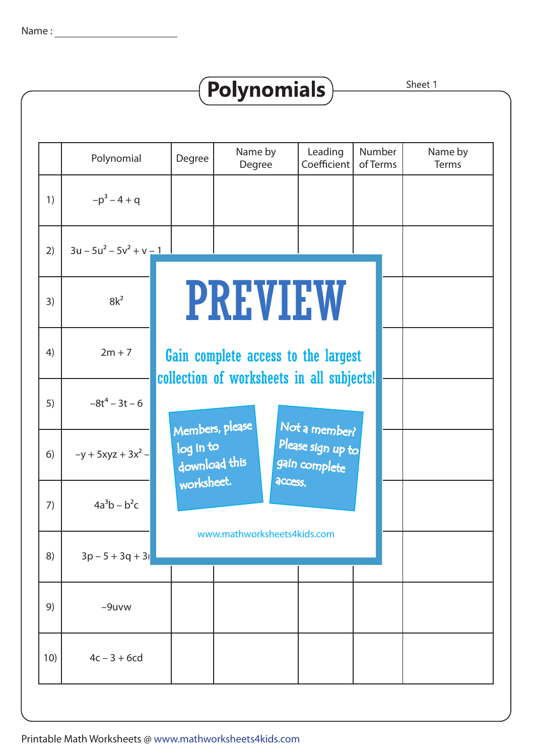Name : ____________________

# Polynomials

Sheet 1

| | Polynomial | Degree | Name by Degree | Leading Coefficient | Number of Terms | Name by Terms |
|---|---|---|---|---|---|---|
| 1) | $-p^3 - 4 + q$ | | | | | |
| 2) | $3u - 5u^2 - 5v^2 + v - 1$ | | | | | |
| 3) | $8k^2$ | | | | | |
| 4) | $2m + 7$ | | | | | |
| 5) | $-8t^4 - 3t - 6$ | | | | | |
| 6) | $-y + 5xyz + 3x^2 -$ | | | | | |
| 7) | $4a^3b - b^2c$ | | | | | |
| 8) | $3p - 5 + 3q + 3$ | | | | | |
| 9) | $-9uvw$ | | | | | |
| 10) | $4c - 3 + 6cd$ | | | | | |

PREVIEW

Gain complete access to the largest collection of worksheets in all subjects!

Members, please log in to download this worksheet.

Not a member? Please sign up to gain complete access.

www.mathworksheets4kids.com

Printable Math Worksheets @ www.mathworksheets4kids.com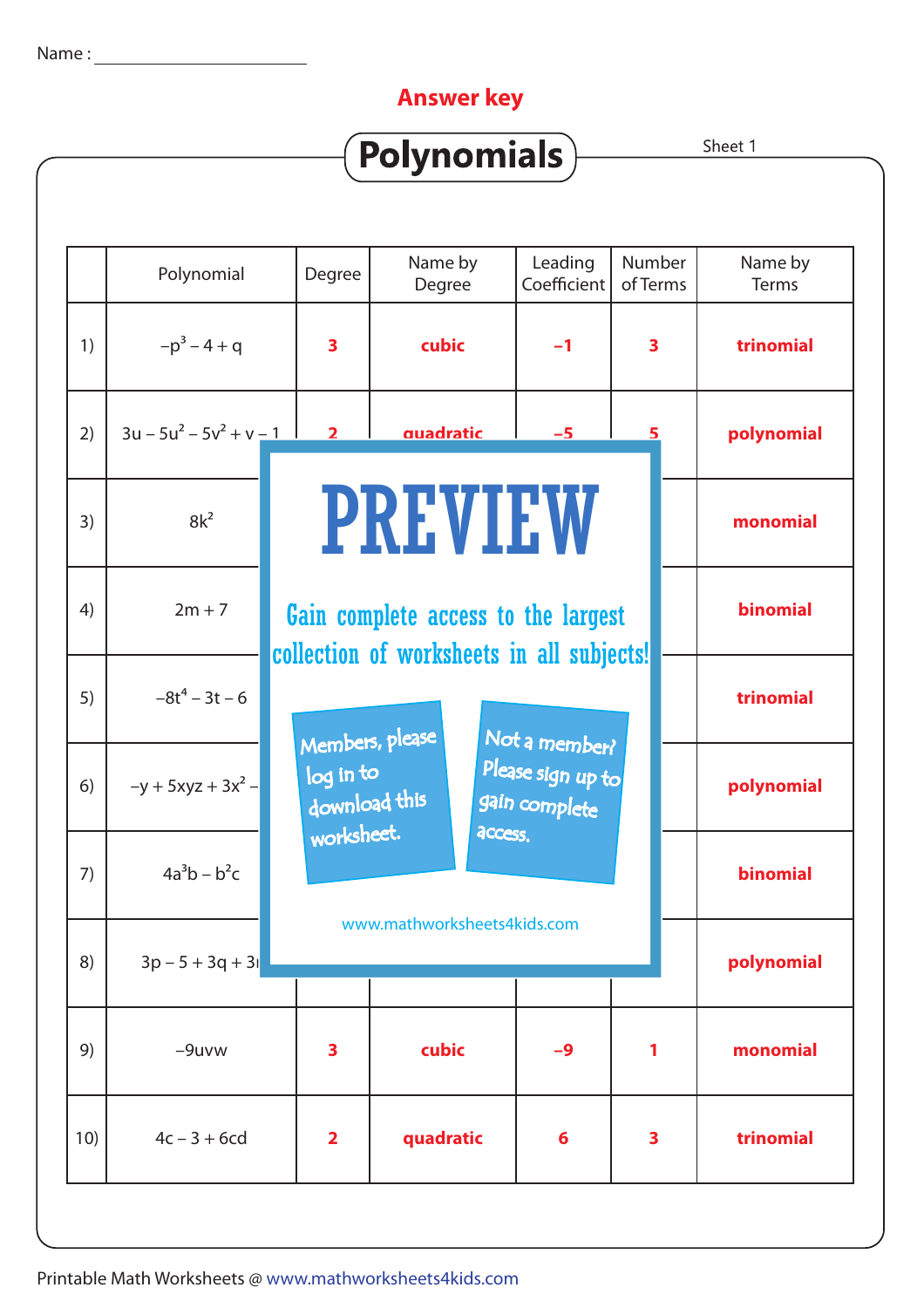Name : ____________________

**Answer key**

# Polynomials

Sheet 1

| | Polynomial | Degree | Name by Degree | Leading Coefficient | Number of Terms | Name by Terms |
|---|---|---|---|---|---|---|
| 1) | $-p^3 - 4 + q$ | 3 | cubic | −1 | 3 | trinomial |
| 2) | $3u - 5u^2 - 5v^2 + v - 1$ | 2 | quadratic | −5 | 5 | polynomial |
| 3) | $8k^2$ | | | | | monomial |
| 4) | $2m + 7$ | | | | | binomial |
| 5) | $-8t^4 - 3t - 6$ | | | | | trinomial |
| 6) | $-y + 5xyz + 3x^2 -$ | | | | | polynomial |
| 7) | $4a^3b - b^2c$ | | | | | binomial |
| 8) | $3p - 5 + 3q + 3$ | | | | | polynomial |
| 9) | $-9uvw$ | 3 | cubic | −9 | 1 | monomial |
| 10) | $4c - 3 + 6cd$ | 2 | quadratic | 6 | 3 | trinomial |

PREVIEW

Gain complete access to the largest collection of worksheets in all subjects!

Members, please log in to download this worksheet.

Not a member? Please sign up to gain complete access.

www.mathworksheets4kids.com

Printable Math Worksheets @ www.mathworksheets4kids.com